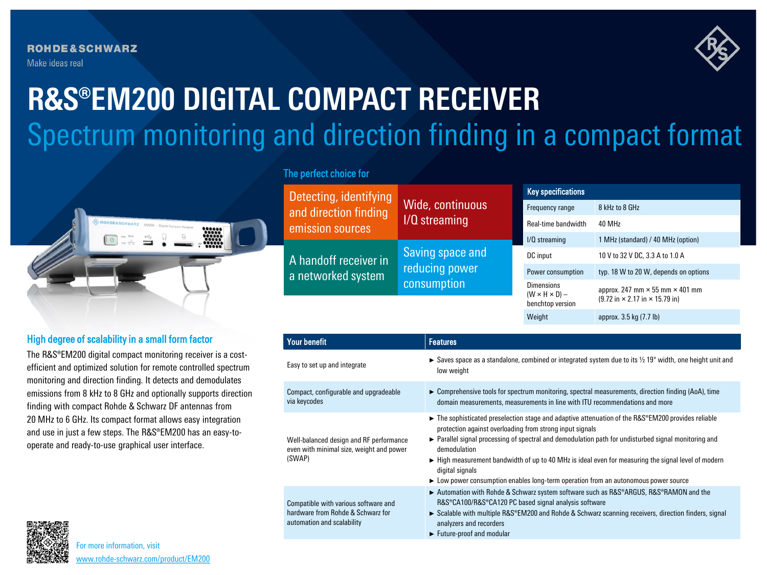ROHDE&SCHWARZ

Make ideas real

# R&S®EM200 DIGITAL COMPACT RECEIVER

## Spectrum monitoring and direction finding in a compact format

### The perfect choice for

| | |
|---|---|
| Detecting, identifying and direction finding emission sources | Wide, continuous I/Q streaming |
| A handoff receiver in a networked system | Saving space and reducing power consumption |

| Key specifications | |
|---|---|
| Frequency range | 8 kHz to 8 GHz |
| Real-time bandwidth | 40 MHz |
| I/Q streaming | 1 MHz (standard) / 40 MHz (option) |
| DC input | 10 V to 32 V DC, 3.3 A to 1.0 A |
| Power consumption | typ. 18 W to 20 W, depends on options |
| Dimensions (W × H × D) – benchtop version | approx. 247 mm × 55 mm × 401 mm (9.72 in × 2.17 in × 15.79 in) |
| Weight | approx. 3.5 kg (7.7 lb) |

### High degree of scalability in a small form factor

The R&S®EM200 digital compact monitoring receiver is a cost-efficient and optimized solution for remote controlled spectrum monitoring and direction finding. It detects and demodulates emissions from 8 kHz to 8 GHz and optionally supports direction finding with compact Rohde & Schwarz DF antennas from 20 MHz to 6 GHz. Its compact format allows easy integration and use in just a few steps. The R&S®EM200 has an easy-to-operate and ready-to-use graphical user interface.

| Your benefit | Features |
|---|---|
| Easy to set up and integrate | ► Saves space as a standalone, combined or integrated system due to its ½ 19" width, one height unit and low weight |
| Compact, configurable and upgradeable via keycodes | ► Comprehensive tools for spectrum monitoring, spectral measurements, direction finding (AoA), time domain measurements, measurements in line with ITU recommendations and more |
| Well-balanced design and RF performance even with minimal size, weight and power (SWAP) | ► The sophisticated preselection stage and adaptive attenuation of the R&S®EM200 provides reliable protection against overloading from strong input signals<br>► Parallel signal processing of spectral and demodulation path for undisturbed signal monitoring and demodulation<br>► High measurement bandwidth of up to 40 MHz is ideal even for measuring the signal level of modern digital signals<br>► Low power consumption enables long-term operation from an autonomous power source |
| Compatible with various software and hardware from Rohde & Schwarz for automation and scalability | ► Automation with Rohde & Schwarz system software such as R&S®ARGUS, R&S®RAMON and the R&S®CA100/R&S®CA120 PC based signal analysis software<br>► Scalable with multiple R&S®EM200 and Rohde & Schwarz scanning receivers, direction finders, signal analyzers and recorders<br>► Future-proof and modular |

For more information, visit www.rohde-schwarz.com/product/EM200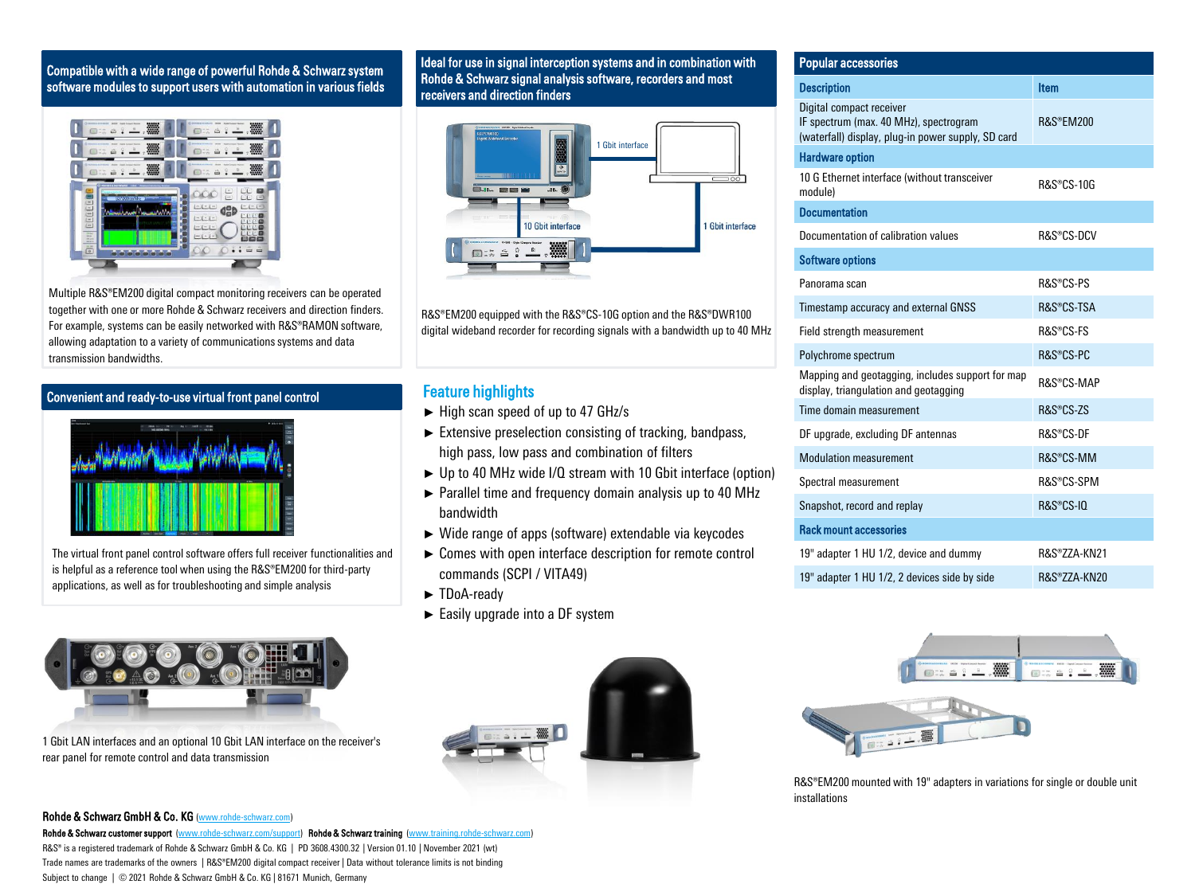## Compatible with a wide range of powerful Rohde & Schwarz system software modules to support users with automation in various fields

Multiple R&S®EM200 digital compact monitoring receivers can be operated together with one or more Rohde & Schwarz receivers and direction finders. For example, systems can be easily networked with R&S®RAMON software, allowing adaptation to a variety of communications systems and data transmission bandwidths.

## Convenient and ready-to-use virtual front panel control

The virtual front panel control software offers full receiver functionalities and is helpful as a reference tool when using the R&S®EM200 for third-party applications, as well as for troubleshooting and simple analysis

1 Gbit LAN interfaces and an optional 10 Gbit LAN interface on the receiver's rear panel for remote control and data transmission

## Ideal for use in signal interception systems and in combination with Rohde & Schwarz signal analysis software, recorders and most receivers and direction finders

1 Gbit interface

10 Gbit interface

1 Gbit interface

R&S®EM200 equipped with the R&S®CS-10G option and the R&S®DWR100 digital wideband recorder for recording signals with a bandwidth up to 40 MHz

## Feature highlights

- ► High scan speed of up to 47 GHz/s
- ► Extensive preselection consisting of tracking, bandpass, high pass, low pass and combination of filters
- ► Up to 40 MHz wide I/Q stream with 10 Gbit interface (option)
- ► Parallel time and frequency domain analysis up to 40 MHz bandwidth
- ► Wide range of apps (software) extendable via keycodes
- ► Comes with open interface description for remote control commands (SCPI / VITA49)
- ► TDoA-ready
- ► Easily upgrade into a DF system

## Popular accessories

| Description | Item |
|---|---|
| Digital compact receiver<br>IF spectrum (max. 40 MHz), spectrogram (waterfall) display, plug-in power supply, SD card | R&S®EM200 |
| **Hardware option** | |
| 10 G Ethernet interface (without transceiver module) | R&S®CS-10G |
| **Documentation** | |
| Documentation of calibration values | R&S®CS-DCV |
| **Software options** | |
| Panorama scan | R&S®CS-PS |
| Timestamp accuracy and external GNSS | R&S®CS-TSA |
| Field strength measurement | R&S®CS-FS |
| Polychrome spectrum | R&S®CS-PC |
| Mapping and geotagging, includes support for map display, triangulation and geotagging | R&S®CS-MAP |
| Time domain measurement | R&S®CS-ZS |
| DF upgrade, excluding DF antennas | R&S®CS-DF |
| Modulation measurement | R&S®CS-MM |
| Spectral measurement | R&S®CS-SPM |
| Snapshot, record and replay | R&S®CS-IQ |
| **Rack mount accessories** | |
| 19" adapter 1 HU 1/2, device and dummy | R&S®ZZA-KN21 |
| 19" adapter 1 HU 1/2, 2 devices side by side | R&S®ZZA-KN20 |

R&S®EM200 mounted with 19" adapters in variations for single or double unit installations

**Rohde & Schwarz GmbH & Co. KG** (www.rohde-schwarz.com)
**Rohde & Schwarz customer support** (www.rohde-schwarz.com/support) **Rohde & Schwarz training** (www.training.rohde-schwarz.com)
R&S® is a registered trademark of Rohde & Schwarz GmbH & Co. KG | PD 3608.4300.32 | Version 01.10 | November 2021 (wt)
Trade names are trademarks of the owners | R&S®EM200 digital compact receiver | Data without tolerance limits is not binding
Subject to change | © 2021 Rohde & Schwarz GmbH & Co. KG | 81671 Munich, Germany